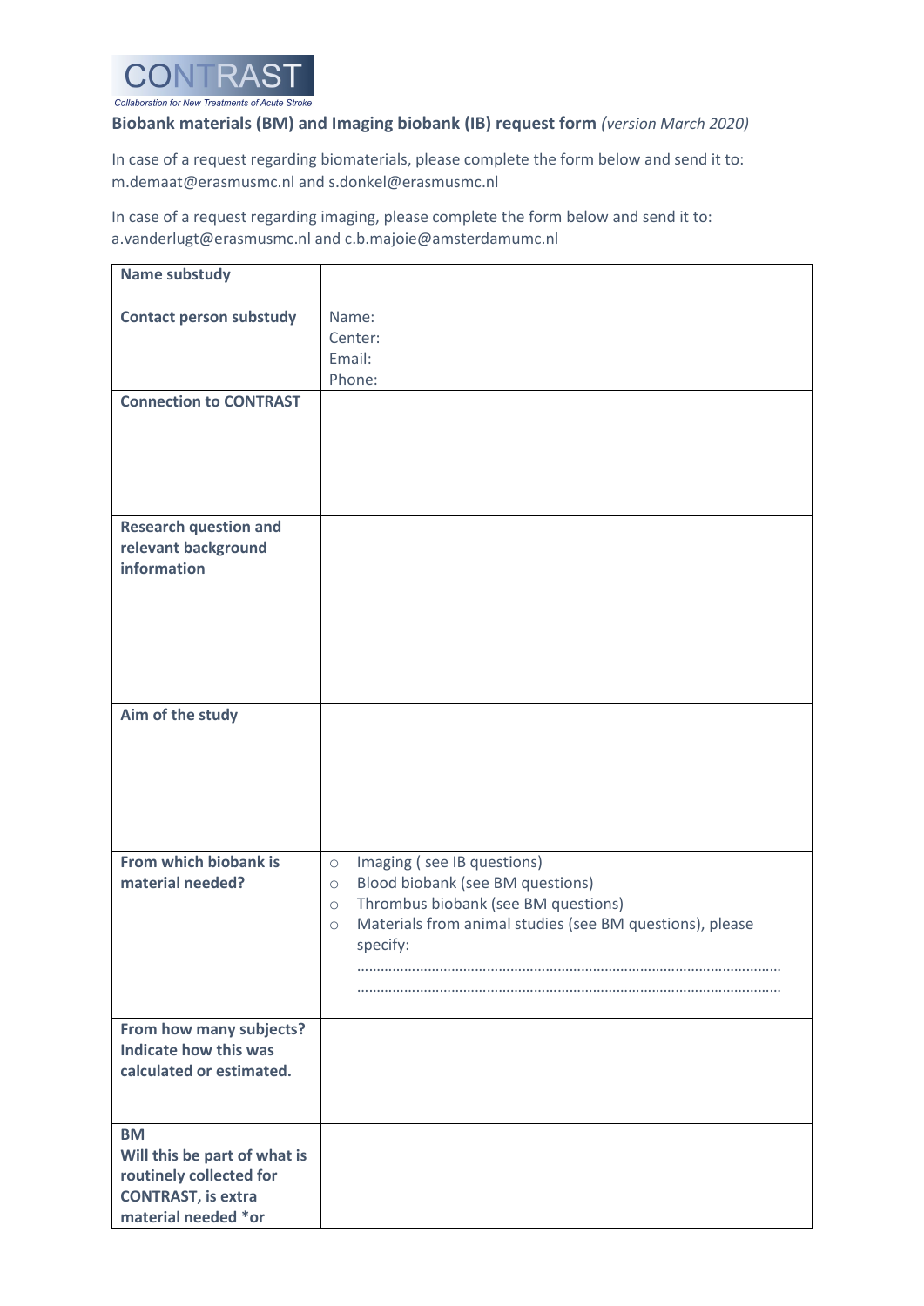CONTRAST

*Collaboration for New Treatments of Acute Stroke*

**Biobank materials (BM) and Imaging biobank (IB) request form** *(version March 2020)*

In case of a request regarding biomaterials, please complete the form below and send it to: m.demaat@erasmusmc.nl and s.donkel@erasmusmc.nl

In case of a request regarding imaging, please complete the form below and send it to: a.vanderlugt@erasmusmc.nl and c.b.majoie@amsterdamumc.nl

| **Name substudy** | |
|---|---|
| **Contact person substudy** | Name:<br>Center:<br>Email:<br>Phone: |
| **Connection to CONTRAST** | |
| **Research question and relevant background information** | |
| **Aim of the study** | |
| **From which biobank is material needed?** | ○ Imaging ( see IB questions)<br>○ Blood biobank (see BM questions)<br>○ Thrombus biobank (see BM questions)<br>○ Materials from animal studies (see BM questions), please specify:<br>……………………………………………………………………………………………<br>…………………………………………………………………………………………… |
| **From how many subjects? Indicate how this was calculated or estimated.** | |
| **BM**<br>**Will this be part of what is routinely collected for CONTRAST, is extra material needed *or** | |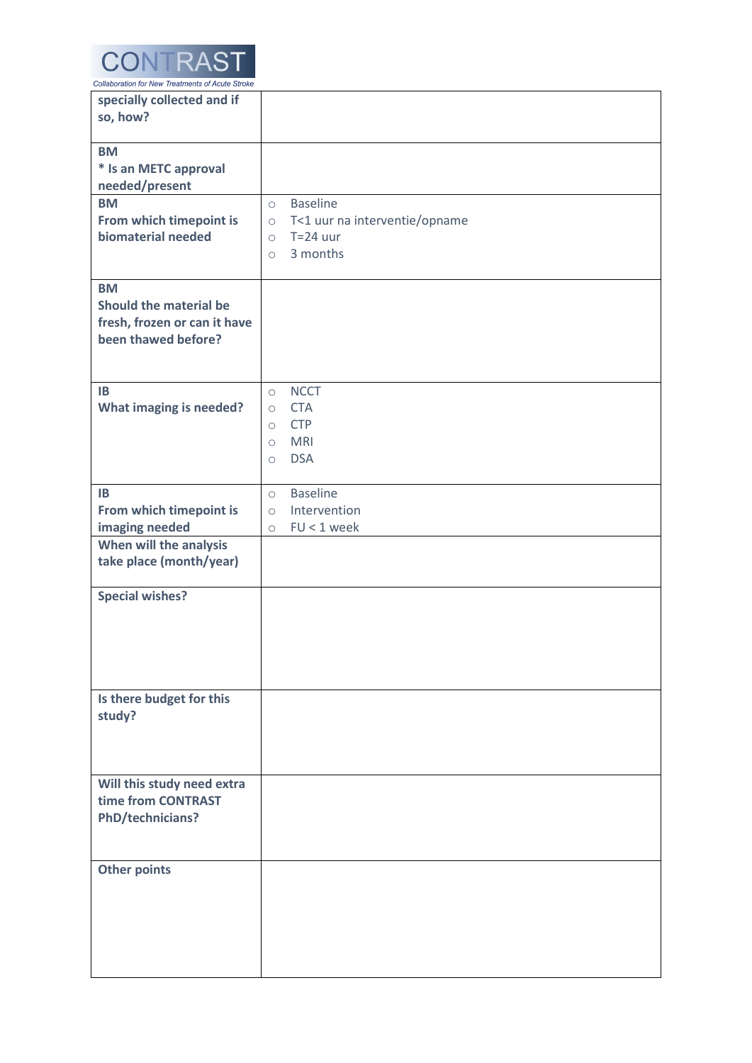**CONTRAST**

*Collaboration for New Treatments of Acute Stroke*

| | |
|---|---|
| **specially collected and if so, how?** | |
| **BM**<br>**\* Is an METC approval needed/present** | |
| **BM**<br>**From which timepoint is biomaterial needed** | ○ Baseline<br>○ T<1 uur na interventie/opname<br>○ T=24 uur<br>○ 3 months |
| **BM**<br>**Should the material be fresh, frozen or can it have been thawed before?** | |
| **IB**<br>**What imaging is needed?** | ○ NCCT<br>○ CTA<br>○ CTP<br>○ MRI<br>○ DSA |
| **IB**<br>**From which timepoint is imaging needed** | ○ Baseline<br>○ Intervention<br>○ FU < 1 week |
| **When will the analysis take place (month/year)** | |
| **Special wishes?** | |
| **Is there budget for this study?** | |
| **Will this study need extra time from CONTRAST PhD/technicians?** | |
| **Other points** | |